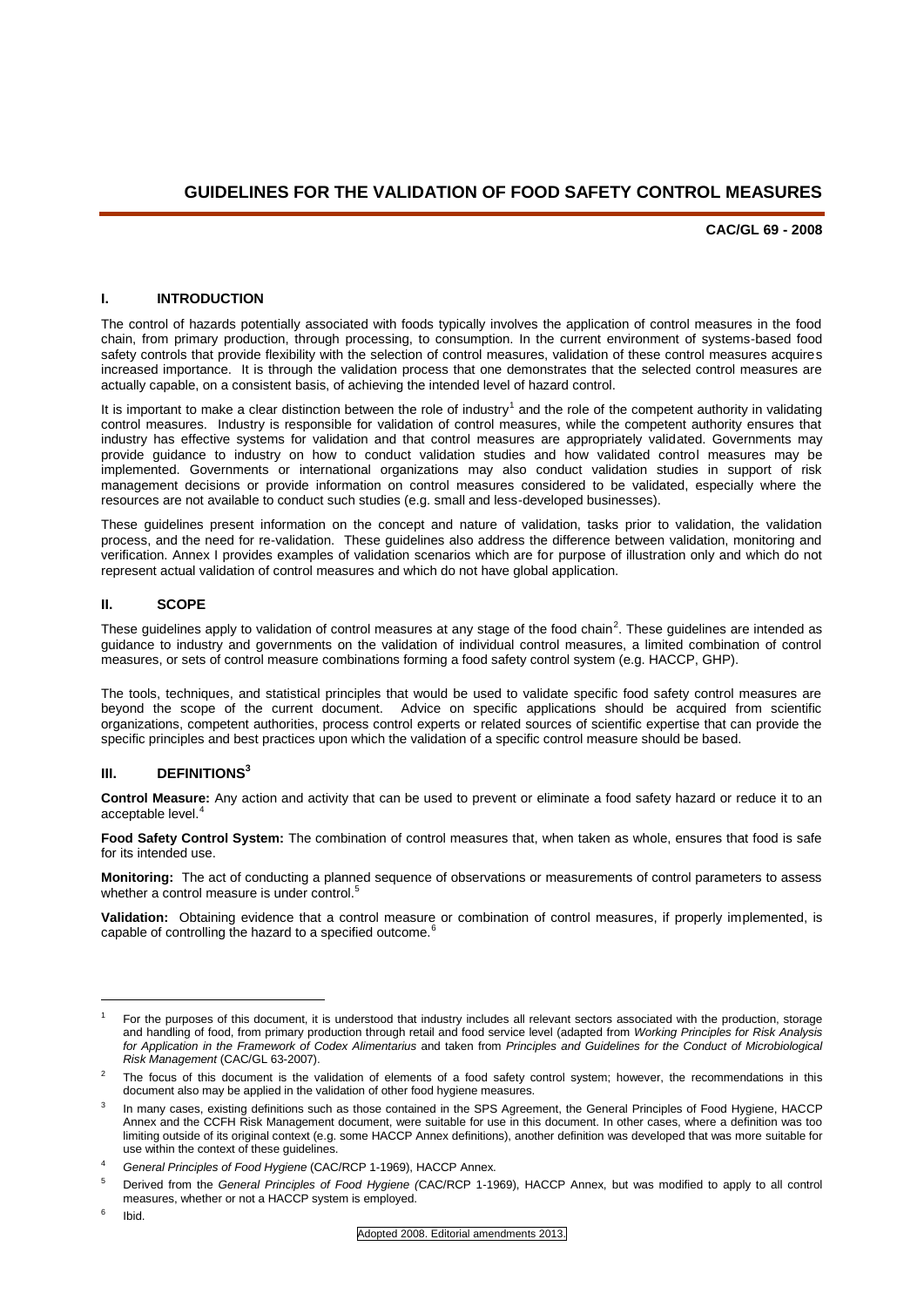# GUIDELINES FOR THE VALIDATION OF FOOD SAFETY CONTROL MEASURES

**CAC/GL 69 - 2008**

## I. INTRODUCTION

The control of hazards potentially associated with foods typically involves the application of control measures in the food chain, from primary production, through processing, to consumption. In the current environment of systems-based food safety controls that provide flexibility with the selection of control measures, validation of these control measures acquires increased importance. It is through the validation process that one demonstrates that the selected control measures are actually capable, on a consistent basis, of achieving the intended level of hazard control.

It is important to make a clear distinction between the role of industry[1] and the role of the competent authority in validating control measures. Industry is responsible for validation of control measures, while the competent authority ensures that industry has effective systems for validation and that control measures are appropriately validated. Governments may provide guidance to industry on how to conduct validation studies and how validated control measures may be implemented. Governments or international organizations may also conduct validation studies in support of risk management decisions or provide information on control measures considered to be validated, especially where the resources are not available to conduct such studies (e.g. small and less-developed businesses).

These guidelines present information on the concept and nature of validation, tasks prior to validation, the validation process, and the need for re-validation. These guidelines also address the difference between validation, monitoring and verification. Annex I provides examples of validation scenarios which are for purpose of illustration only and which do not represent actual validation of control measures and which do not have global application.

## II. SCOPE

These guidelines apply to validation of control measures at any stage of the food chain[2]. These guidelines are intended as guidance to industry and governments on the validation of individual control measures, a limited combination of control measures, or sets of control measure combinations forming a food safety control system (e.g. HACCP, GHP).

The tools, techniques, and statistical principles that would be used to validate specific food safety control measures are beyond the scope of the current document. Advice on specific applications should be acquired from scientific organizations, competent authorities, process control experts or related sources of scientific expertise that can provide the specific principles and best practices upon which the validation of a specific control measure should be based.

## III. DEFINITIONS[3]

**Control Measure:** Any action and activity that can be used to prevent or eliminate a food safety hazard or reduce it to an acceptable level.[4]

**Food Safety Control System:** The combination of control measures that, when taken as whole, ensures that food is safe for its intended use.

**Monitoring:** The act of conducting a planned sequence of observations or measurements of control parameters to assess whether a control measure is under control.[5]

**Validation:** Obtaining evidence that a control measure or combination of control measures, if properly implemented, is capable of controlling the hazard to a specified outcome.[6]

---

[1] For the purposes of this document, it is understood that industry includes all relevant sectors associated with the production, storage and handling of food, from primary production through retail and food service level (adapted from *Working Principles for Risk Analysis for Application in the Framework of Codex Alimentarius* and taken from *Principles and Guidelines for the Conduct of Microbiological Risk Management* (CAC/GL 63-2007).

[2] The focus of this document is the validation of elements of a food safety control system; however, the recommendations in this document also may be applied in the validation of other food hygiene measures.

[3] In many cases, existing definitions such as those contained in the SPS Agreement, the General Principles of Food Hygiene, HACCP Annex and the CCFH Risk Management document, were suitable for use in this document. In other cases, where a definition was too limiting outside of its original context (e.g. some HACCP Annex definitions), another definition was developed that was more suitable for use within the context of these guidelines.

[4] *General Principles of Food Hygiene* (CAC/RCP 1-1969), HACCP Annex.

[5] Derived from the *General Principles of Food Hygiene (*CAC/RCP 1-1969), HACCP Annex, but was modified to apply to all control measures, whether or not a HACCP system is employed.

[6] Ibid.

Adopted 2008. Editorial amendments 2013.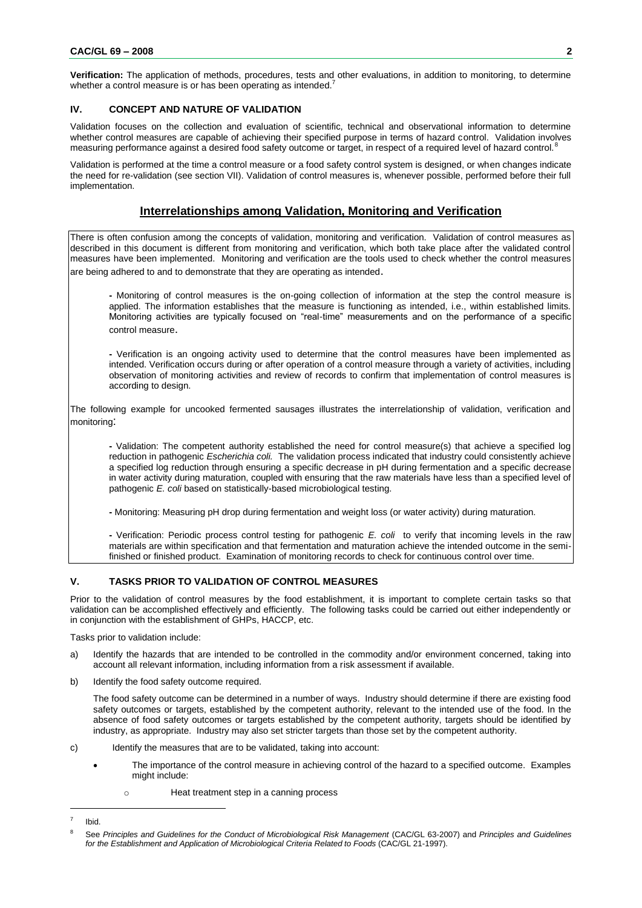**Verification:** The application of methods, procedures, tests and other evaluations, in addition to monitoring, to determine whether a control measure is or has been operating as intended.[7]

## IV. CONCEPT AND NATURE OF VALIDATION

Validation focuses on the collection and evaluation of scientific, technical and observational information to determine whether control measures are capable of achieving their specified purpose in terms of hazard control. Validation involves measuring performance against a desired food safety outcome or target, in respect of a required level of hazard control.[8]

Validation is performed at the time a control measure or a food safety control system is designed, or when changes indicate the need for re-validation (see section VII). Validation of control measures is, whenever possible, performed before their full implementation.

### Interrelationships among Validation, Monitoring and Verification

There is often confusion among the concepts of validation, monitoring and verification. Validation of control measures as described in this document is different from monitoring and verification, which both take place after the validated control measures have been implemented. Monitoring and verification are the tools used to check whether the control measures are being adhered to and to demonstrate that they are operating as intended.

- Monitoring of control measures is the on-going collection of information at the step the control measure is applied. The information establishes that the measure is functioning as intended, i.e., within established limits. Monitoring activities are typically focused on "real-time" measurements and on the performance of a specific control measure.

- Verification is an ongoing activity used to determine that the control measures have been implemented as intended. Verification occurs during or after operation of a control measure through a variety of activities, including observation of monitoring activities and review of records to confirm that implementation of control measures is according to design.

The following example for uncooked fermented sausages illustrates the interrelationship of validation, verification and monitoring:

- Validation: The competent authority established the need for control measure(s) that achieve a specified log reduction in pathogenic *Escherichia coli.* The validation process indicated that industry could consistently achieve a specified log reduction through ensuring a specific decrease in pH during fermentation and a specific decrease in water activity during maturation, coupled with ensuring that the raw materials have less than a specified level of pathogenic *E. coli* based on statistically-based microbiological testing.

- Monitoring: Measuring pH drop during fermentation and weight loss (or water activity) during maturation.

- Verification: Periodic process control testing for pathogenic *E. coli* to verify that incoming levels in the raw materials are within specification and that fermentation and maturation achieve the intended outcome in the semi-finished or finished product. Examination of monitoring records to check for continuous control over time.

## V. TASKS PRIOR TO VALIDATION OF CONTROL MEASURES

Prior to the validation of control measures by the food establishment, it is important to complete certain tasks so that validation can be accomplished effectively and efficiently. The following tasks could be carried out either independently or in conjunction with the establishment of GHPs, HACCP, etc.

Tasks prior to validation include:

a) Identify the hazards that are intended to be controlled in the commodity and/or environment concerned, taking into account all relevant information, including information from a risk assessment if available.

b) Identify the food safety outcome required.

   The food safety outcome can be determined in a number of ways. Industry should determine if there are existing food safety outcomes or targets, established by the competent authority, relevant to the intended use of the food. In the absence of food safety outcomes or targets established by the competent authority, targets should be identified by industry, as appropriate. Industry may also set stricter targets than those set by the competent authority.

c) Identify the measures that are to be validated, taking into account:

   - The importance of the control measure in achieving control of the hazard to a specified outcome. Examples might include:
     - Heat treatment step in a canning process

---

[7] Ibid.

[8] See *Principles and Guidelines for the Conduct of Microbiological Risk Management* (CAC/GL 63-2007) and *Principles and Guidelines for the Establishment and Application of Microbiological Criteria Related to Foods* (CAC/GL 21-1997).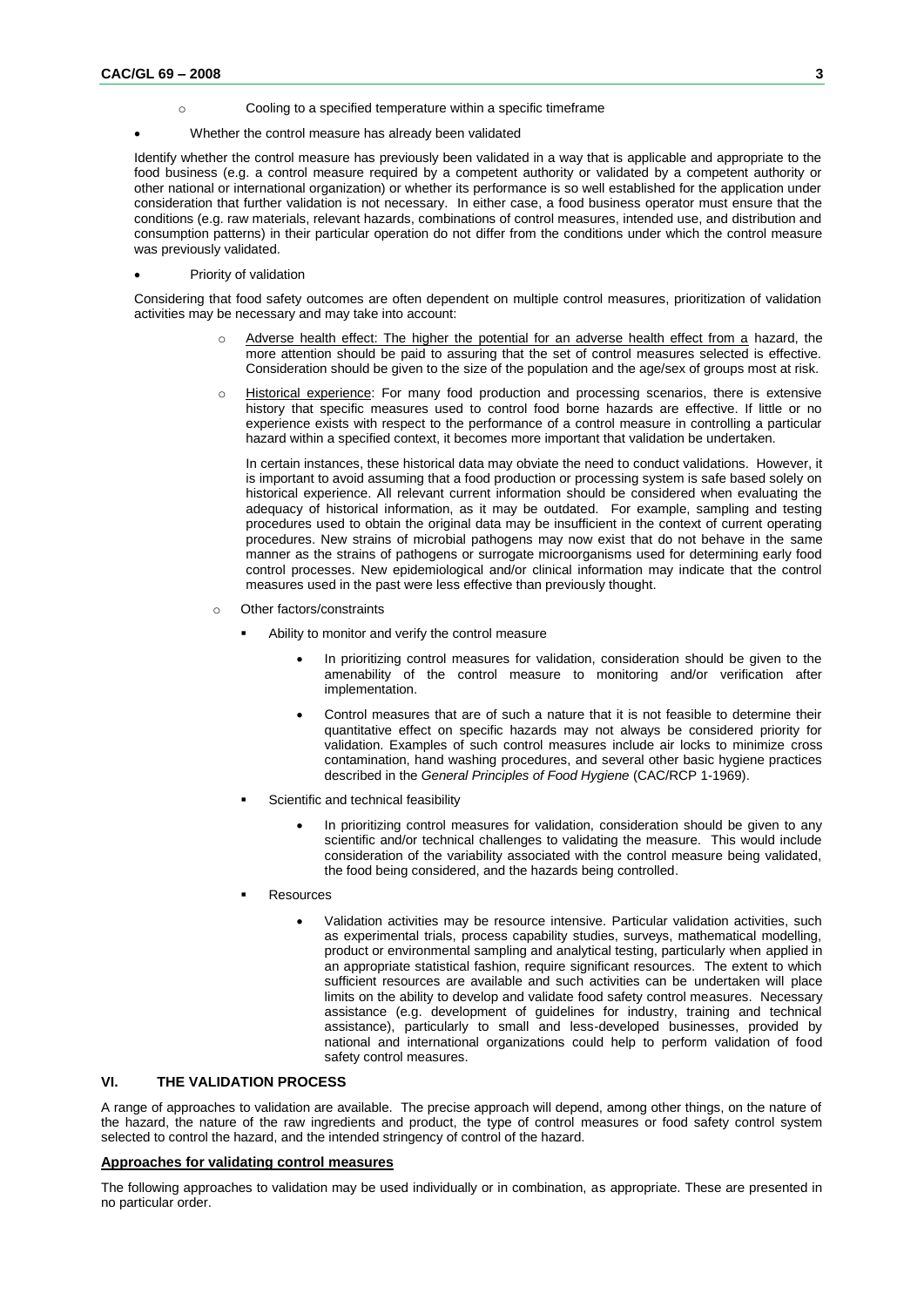- Cooling to a specified temperature within a specific timeframe

- Whether the control measure has already been validated

Identify whether the control measure has previously been validated in a way that is applicable and appropriate to the food business (e.g. a control measure required by a competent authority or validated by a competent authority or other national or international organization) or whether its performance is so well established for the application under consideration that further validation is not necessary. In either case, a food business operator must ensure that the conditions (e.g. raw materials, relevant hazards, combinations of control measures, intended use, and distribution and consumption patterns) in their particular operation do not differ from the conditions under which the control measure was previously validated.

- Priority of validation

Considering that food safety outcomes are often dependent on multiple control measures, prioritization of validation activities may be necessary and may take into account:

- Adverse health effect: The higher the potential for an adverse health effect from a hazard, the more attention should be paid to assuring that the set of control measures selected is effective. Consideration should be given to the size of the population and the age/sex of groups most at risk.

- Historical experience: For many food production and processing scenarios, there is extensive history that specific measures used to control food borne hazards are effective. If little or no experience exists with respect to the performance of a control measure in controlling a particular hazard within a specified context, it becomes more important that validation be undertaken.

  In certain instances, these historical data may obviate the need to conduct validations. However, it is important to avoid assuming that a food production or processing system is safe based solely on historical experience. All relevant current information should be considered when evaluating the adequacy of historical information, as it may be outdated. For example, sampling and testing procedures used to obtain the original data may be insufficient in the context of current operating procedures. New strains of microbial pathogens may now exist that do not behave in the same manner as the strains of pathogens or surrogate microorganisms used for determining early food control processes. New epidemiological and/or clinical information may indicate that the control measures used in the past were less effective than previously thought.

- Other factors/constraints

  - Ability to monitor and verify the control measure

    - In prioritizing control measures for validation, consideration should be given to the amenability of the control measure to monitoring and/or verification after implementation.

    - Control measures that are of such a nature that it is not feasible to determine their quantitative effect on specific hazards may not always be considered priority for validation. Examples of such control measures include air locks to minimize cross contamination, hand washing procedures, and several other basic hygiene practices described in the *General Principles of Food Hygiene* (CAC/RCP 1-1969).

  - Scientific and technical feasibility

    - In prioritizing control measures for validation, consideration should be given to any scientific and/or technical challenges to validating the measure. This would include consideration of the variability associated with the control measure being validated, the food being considered, and the hazards being controlled.

  - Resources

    - Validation activities may be resource intensive. Particular validation activities, such as experimental trials, process capability studies, surveys, mathematical modelling, product or environmental sampling and analytical testing, particularly when applied in an appropriate statistical fashion, require significant resources. The extent to which sufficient resources are available and such activities can be undertaken will place limits on the ability to develop and validate food safety control measures. Necessary assistance (e.g. development of guidelines for industry, training and technical assistance), particularly to small and less-developed businesses, provided by national and international organizations could help to perform validation of food safety control measures.

## VI. THE VALIDATION PROCESS

A range of approaches to validation are available. The precise approach will depend, among other things, on the nature of the hazard, the nature of the raw ingredients and product, the type of control measures or food safety control system selected to control the hazard, and the intended stringency of control of the hazard.

### Approaches for validating control measures

The following approaches to validation may be used individually or in combination, as appropriate. These are presented in no particular order.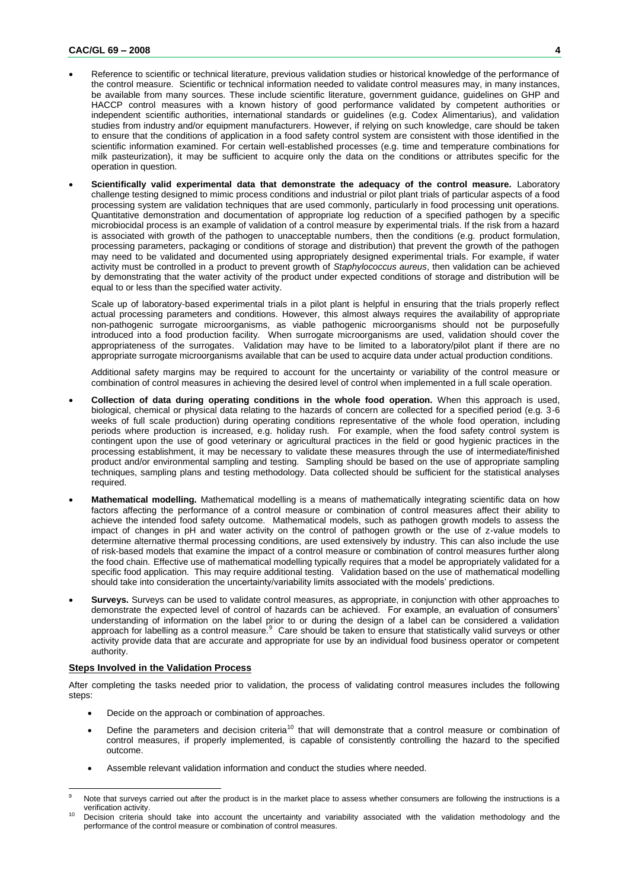- Reference to scientific or technical literature, previous validation studies or historical knowledge of the performance of the control measure. Scientific or technical information needed to validate control measures may, in many instances, be available from many sources. These include scientific literature, government guidance, guidelines on GHP and HACCP control measures with a known history of good performance validated by competent authorities or independent scientific authorities, international standards or guidelines (e.g. Codex Alimentarius), and validation studies from industry and/or equipment manufacturers. However, if relying on such knowledge, care should be taken to ensure that the conditions of application in a food safety control system are consistent with those identified in the scientific information examined. For certain well-established processes (e.g. time and temperature combinations for milk pasteurization), it may be sufficient to acquire only the data on the conditions or attributes specific for the operation in question.

- **Scientifically valid experimental data that demonstrate the adequacy of the control measure.** Laboratory challenge testing designed to mimic process conditions and industrial or pilot plant trials of particular aspects of a food processing system are validation techniques that are used commonly, particularly in food processing unit operations. Quantitative demonstration and documentation of appropriate log reduction of a specified pathogen by a specific microbiocidal process is an example of validation of a control measure by experimental trials. If the risk from a hazard is associated with growth of the pathogen to unacceptable numbers, then the conditions (e.g. product formulation, processing parameters, packaging or conditions of storage and distribution) that prevent the growth of the pathogen may need to be validated and documented using appropriately designed experimental trials. For example, if water activity must be controlled in a product to prevent growth of *Staphylococcus aureus*, then validation can be achieved by demonstrating that the water activity of the product under expected conditions of storage and distribution will be equal to or less than the specified water activity.

  Scale up of laboratory-based experimental trials in a pilot plant is helpful in ensuring that the trials properly reflect actual processing parameters and conditions. However, this almost always requires the availability of appropriate non-pathogenic surrogate microorganisms, as viable pathogenic microorganisms should not be purposefully introduced into a food production facility. When surrogate microorganisms are used, validation should cover the appropriateness of the surrogates. Validation may have to be limited to a laboratory/pilot plant if there are no appropriate surrogate microorganisms available that can be used to acquire data under actual production conditions.

  Additional safety margins may be required to account for the uncertainty or variability of the control measure or combination of control measures in achieving the desired level of control when implemented in a full scale operation.

- **Collection of data during operating conditions in the whole food operation.** When this approach is used, biological, chemical or physical data relating to the hazards of concern are collected for a specified period (e.g. 3-6 weeks of full scale production) during operating conditions representative of the whole food operation, including periods where production is increased, e.g. holiday rush. For example, when the food safety control system is contingent upon the use of good veterinary or agricultural practices in the field or good hygienic practices in the processing establishment, it may be necessary to validate these measures through the use of intermediate/finished product and/or environmental sampling and testing. Sampling should be based on the use of appropriate sampling techniques, sampling plans and testing methodology. Data collected should be sufficient for the statistical analyses required.

- **Mathematical modelling.** Mathematical modelling is a means of mathematically integrating scientific data on how factors affecting the performance of a control measure or combination of control measures affect their ability to achieve the intended food safety outcome. Mathematical models, such as pathogen growth models to assess the impact of changes in pH and water activity on the control of pathogen growth or the use of z-value models to determine alternative thermal processing conditions, are used extensively by industry. This can also include the use of risk-based models that examine the impact of a control measure or combination of control measures further along the food chain. Effective use of mathematical modelling typically requires that a model be appropriately validated for a specific food application. This may require additional testing. Validation based on the use of mathematical modelling should take into consideration the uncertainty/variability limits associated with the models' predictions.

- **Surveys.** Surveys can be used to validate control measures, as appropriate, in conjunction with other approaches to demonstrate the expected level of control of hazards can be achieved. For example, an evaluation of consumers' understanding of information on the label prior to or during the design of a label can be considered a validation approach for labelling as a control measure.[9] Care should be taken to ensure that statistically valid surveys or other activity provide data that are accurate and appropriate for use by an individual food business operator or competent authority.

**Steps Involved in the Validation Process**

After completing the tasks needed prior to validation, the process of validating control measures includes the following steps:

- Decide on the approach or combination of approaches.
- Define the parameters and decision criteria[10] that will demonstrate that a control measure or combination of control measures, if properly implemented, is capable of consistently controlling the hazard to the specified outcome.
- Assemble relevant validation information and conduct the studies where needed.

---

[9] Note that surveys carried out after the product is in the market place to assess whether consumers are following the instructions is a verification activity.

[10] Decision criteria should take into account the uncertainty and variability associated with the validation methodology and the performance of the control measure or combination of control measures.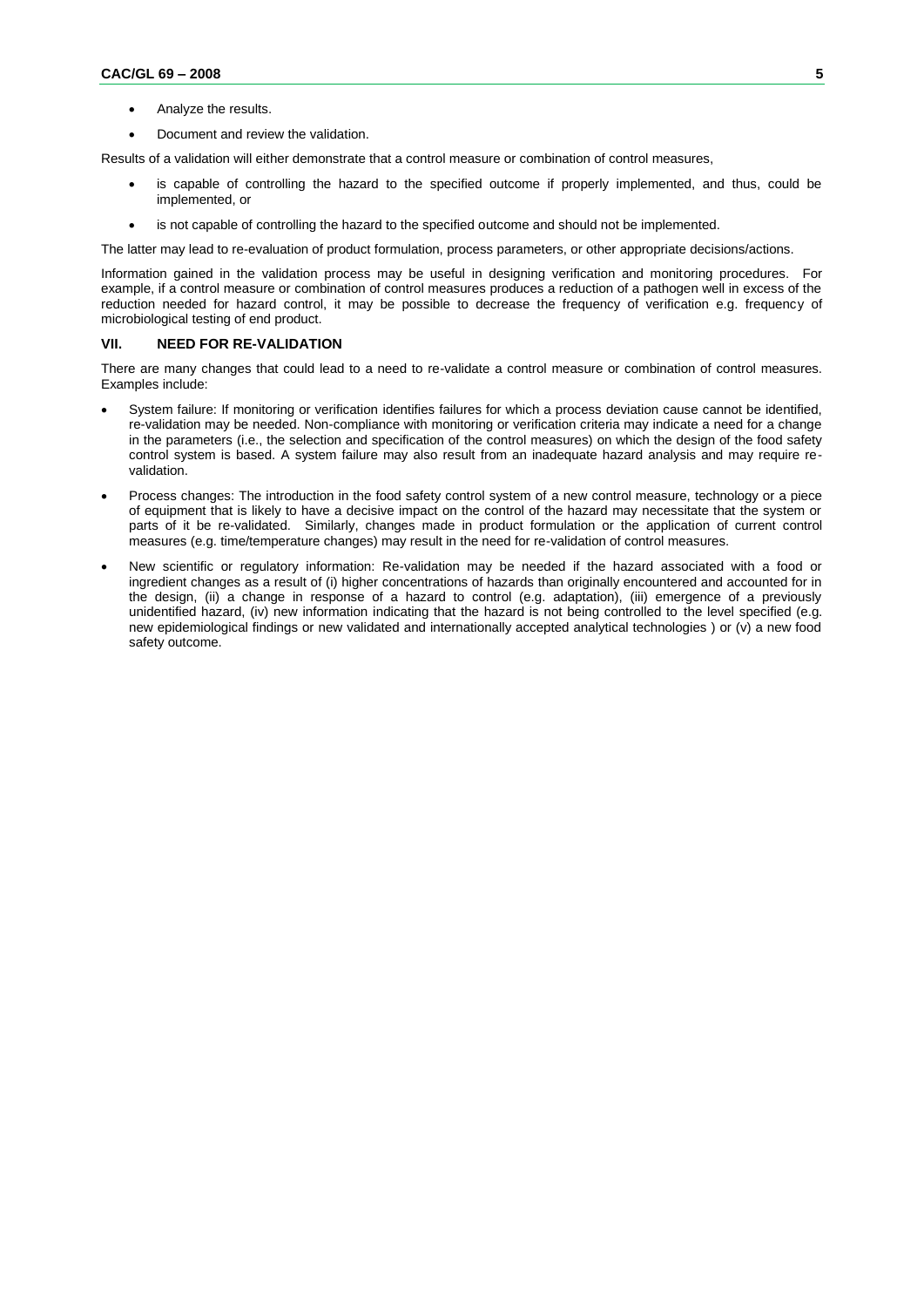- Analyze the results.
- Document and review the validation.

Results of a validation will either demonstrate that a control measure or combination of control measures,

- is capable of controlling the hazard to the specified outcome if properly implemented, and thus, could be implemented, or
- is not capable of controlling the hazard to the specified outcome and should not be implemented.

The latter may lead to re-evaluation of product formulation, process parameters, or other appropriate decisions/actions.

Information gained in the validation process may be useful in designing verification and monitoring procedures. For example, if a control measure or combination of control measures produces a reduction of a pathogen well in excess of the reduction needed for hazard control, it may be possible to decrease the frequency of verification e.g. frequency of microbiological testing of end product.

## VII. NEED FOR RE-VALIDATION

There are many changes that could lead to a need to re-validate a control measure or combination of control measures. Examples include:

- System failure: If monitoring or verification identifies failures for which a process deviation cause cannot be identified, re-validation may be needed. Non-compliance with monitoring or verification criteria may indicate a need for a change in the parameters (i.e., the selection and specification of the control measures) on which the design of the food safety control system is based. A system failure may also result from an inadequate hazard analysis and may require re-validation.
- Process changes: The introduction in the food safety control system of a new control measure, technology or a piece of equipment that is likely to have a decisive impact on the control of the hazard may necessitate that the system or parts of it be re-validated. Similarly, changes made in product formulation or the application of current control measures (e.g. time/temperature changes) may result in the need for re-validation of control measures.
- New scientific or regulatory information: Re-validation may be needed if the hazard associated with a food or ingredient changes as a result of (i) higher concentrations of hazards than originally encountered and accounted for in the design, (ii) a change in response of a hazard to control (e.g. adaptation), (iii) emergence of a previously unidentified hazard, (iv) new information indicating that the hazard is not being controlled to the level specified (e.g. new epidemiological findings or new validated and internationally accepted analytical technologies ) or (v) a new food safety outcome.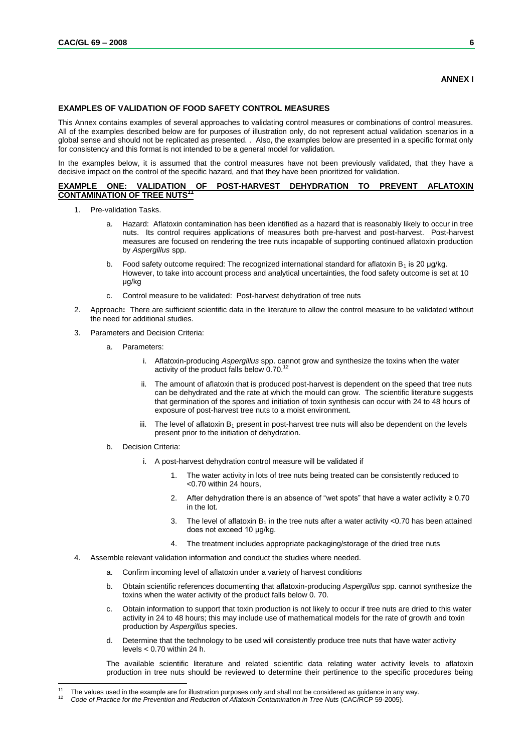**ANNEX I**

## EXAMPLES OF VALIDATION OF FOOD SAFETY CONTROL MEASURES

This Annex contains examples of several approaches to validating control measures or combinations of control measures. All of the examples described below are for purposes of illustration only, do not represent actual validation scenarios in a global sense and should not be replicated as presented. . Also, the examples below are presented in a specific format only for consistency and this format is not intended to be a general model for validation.

In the examples below, it is assumed that the control measures have not been previously validated, that they have a decisive impact on the control of the specific hazard, and that they have been prioritized for validation.

### EXAMPLE ONE: VALIDATION OF POST-HARVEST DEHYDRATION TO PREVENT AFLATOXIN CONTAMINATION OF TREE NUTS[11]

1. Pre-validation Tasks.
   a. Hazard: Aflatoxin contamination has been identified as a hazard that is reasonably likely to occur in tree nuts. Its control requires applications of measures both pre-harvest and post-harvest. Post-harvest measures are focused on rendering the tree nuts incapable of supporting continued aflatoxin production by *Aspergillus* spp.
   b. Food safety outcome required: The recognized international standard for aflatoxin $B_1$ is 20 µg/kg. However, to take into account process and analytical uncertainties, the food safety outcome is set at 10 µg/kg
   c. Control measure to be validated: Post-harvest dehydration of tree nuts
2. Approach**:** There are sufficient scientific data in the literature to allow the control measure to be validated without the need for additional studies.
3. Parameters and Decision Criteria:
   a. Parameters:
      i. Aflatoxin-producing *Aspergillus* spp. cannot grow and synthesize the toxins when the water activity of the product falls below 0.70.[12]
      ii. The amount of aflatoxin that is produced post-harvest is dependent on the speed that tree nuts can be dehydrated and the rate at which the mould can grow. The scientific literature suggests that germination of the spores and initiation of toxin synthesis can occur with 24 to 48 hours of exposure of post-harvest tree nuts to a moist environment.
      iii. The level of aflatoxin $B_1$ present in post-harvest tree nuts will also be dependent on the levels present prior to the initiation of dehydration.
   b. Decision Criteria:
      i. A post-harvest dehydration control measure will be validated if
         1. The water activity in lots of tree nuts being treated can be consistently reduced to <0.70 within 24 hours,
         2. After dehydration there is an absence of "wet spots" that have a water activity ≥ 0.70 in the lot.
         3. The level of aflatoxin $B_1$ in the tree nuts after a water activity <0.70 has been attained does not exceed 10 µg/kg.
         4. The treatment includes appropriate packaging/storage of the dried tree nuts
4. Assemble relevant validation information and conduct the studies where needed.
   a. Confirm incoming level of aflatoxin under a variety of harvest conditions
   b. Obtain scientific references documenting that aflatoxin-producing *Aspergillus* spp. cannot synthesize the toxins when the water activity of the product falls below 0. 70.
   c. Obtain information to support that toxin production is not likely to occur if tree nuts are dried to this water activity in 24 to 48 hours; this may include use of mathematical models for the rate of growth and toxin production by *Aspergillus* species.
   d. Determine that the technology to be used will consistently produce tree nuts that have water activity levels < 0.70 within 24 h.

   The available scientific literature and related scientific data relating water activity levels to aflatoxin production in tree nuts should be reviewed to determine their pertinence to the specific procedures being

[11] The values used in the example are for illustration purposes only and shall not be considered as guidance in any way.

[12] *Code of Practice for the Prevention and Reduction of Aflatoxin Contamination in Tree Nuts* (CAC/RCP 59-2005).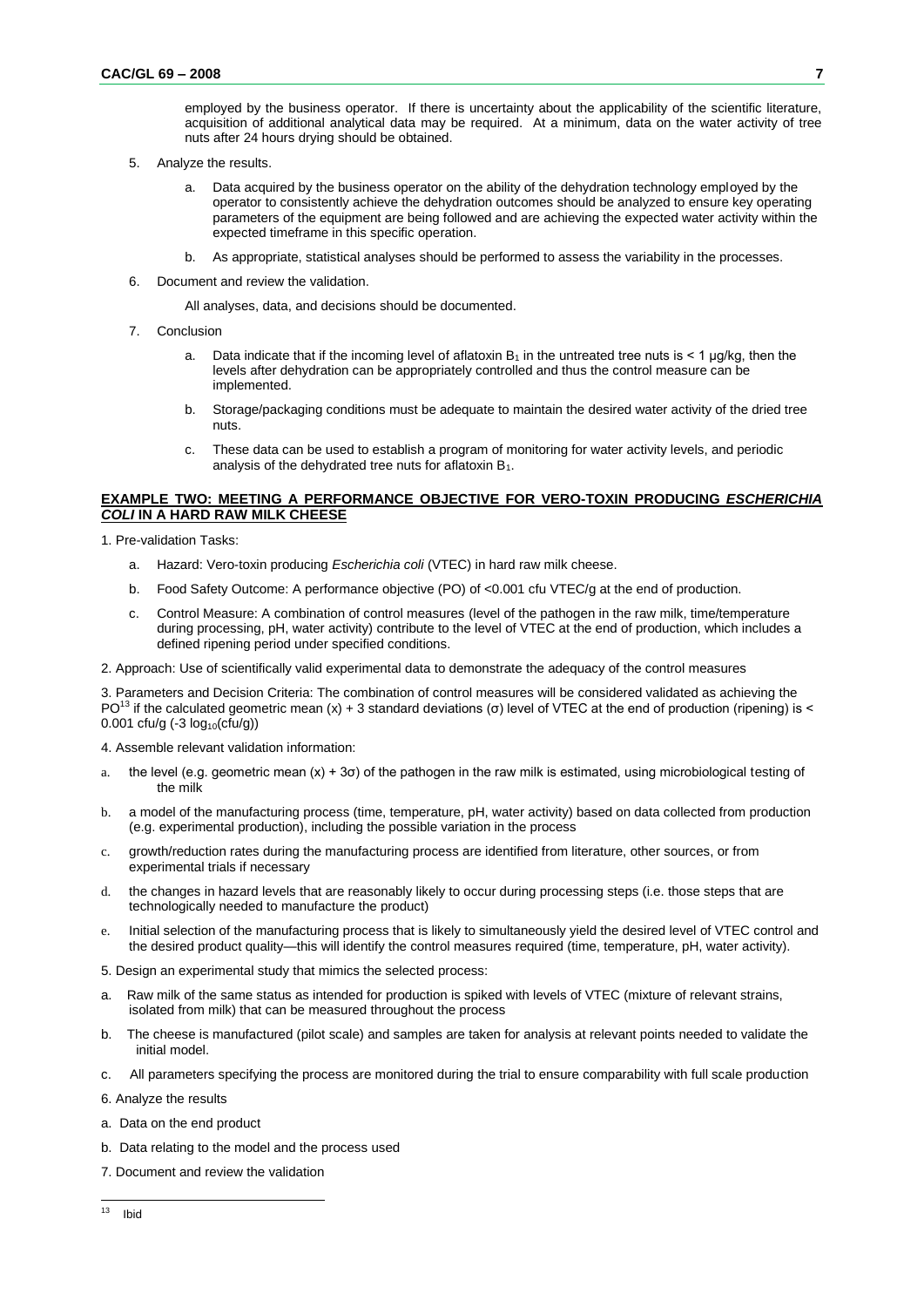employed by the business operator. If there is uncertainty about the applicability of the scientific literature, acquisition of additional analytical data may be required. At a minimum, data on the water activity of tree nuts after 24 hours drying should be obtained.

5. Analyze the results.

   a. Data acquired by the business operator on the ability of the dehydration technology employed by the operator to consistently achieve the dehydration outcomes should be analyzed to ensure key operating parameters of the equipment are being followed and are achieving the expected water activity within the expected timeframe in this specific operation.

   b. As appropriate, statistical analyses should be performed to assess the variability in the processes.

6. Document and review the validation.

   All analyses, data, and decisions should be documented.

7. Conclusion

   a. Data indicate that if the incoming level of aflatoxin $B_1$ in the untreated tree nuts is < 1 µg/kg, then the levels after dehydration can be appropriately controlled and thus the control measure can be implemented.

   b. Storage/packaging conditions must be adequate to maintain the desired water activity of the dried tree nuts.

   c. These data can be used to establish a program of monitoring for water activity levels, and periodic analysis of the dehydrated tree nuts for aflatoxin $B_1$.

**EXAMPLE TWO: MEETING A PERFORMANCE OBJECTIVE FOR VERO-TOXIN PRODUCING *ESCHERICHIA COLI* IN A HARD RAW MILK CHEESE**

1. Pre-validation Tasks:

   a. Hazard: Vero-toxin producing *Escherichia coli* (VTEC) in hard raw milk cheese.

   b. Food Safety Outcome: A performance objective (PO) of <0.001 cfu VTEC/g at the end of production.

   c. Control Measure: A combination of control measures (level of the pathogen in the raw milk, time/temperature during processing, pH, water activity) contribute to the level of VTEC at the end of production, which includes a defined ripening period under specified conditions.

2. Approach: Use of scientifically valid experimental data to demonstrate the adequacy of the control measures

3. Parameters and Decision Criteria: The combination of control measures will be considered validated as achieving the PO[13] if the calculated geometric mean (x) + 3 standard deviations (σ) level of VTEC at the end of production (ripening) is < 0.001 cfu/g (-3 $\log_{10}$(cfu/g))

4. Assemble relevant validation information:

a. the level (e.g. geometric mean (x) + 3σ) of the pathogen in the raw milk is estimated, using microbiological testing of the milk

b. a model of the manufacturing process (time, temperature, pH, water activity) based on data collected from production (e.g. experimental production), including the possible variation in the process

c. growth/reduction rates during the manufacturing process are identified from literature, other sources, or from experimental trials if necessary

d. the changes in hazard levels that are reasonably likely to occur during processing steps (i.e. those steps that are technologically needed to manufacture the product)

e. Initial selection of the manufacturing process that is likely to simultaneously yield the desired level of VTEC control and the desired product quality—this will identify the control measures required (time, temperature, pH, water activity).

5. Design an experimental study that mimics the selected process:

a. Raw milk of the same status as intended for production is spiked with levels of VTEC (mixture of relevant strains, isolated from milk) that can be measured throughout the process

b. The cheese is manufactured (pilot scale) and samples are taken for analysis at relevant points needed to validate the initial model.

c. All parameters specifying the process are monitored during the trial to ensure comparability with full scale production

6. Analyze the results

a. Data on the end product

b. Data relating to the model and the process used

7. Document and review the validation

---

[13] Ibid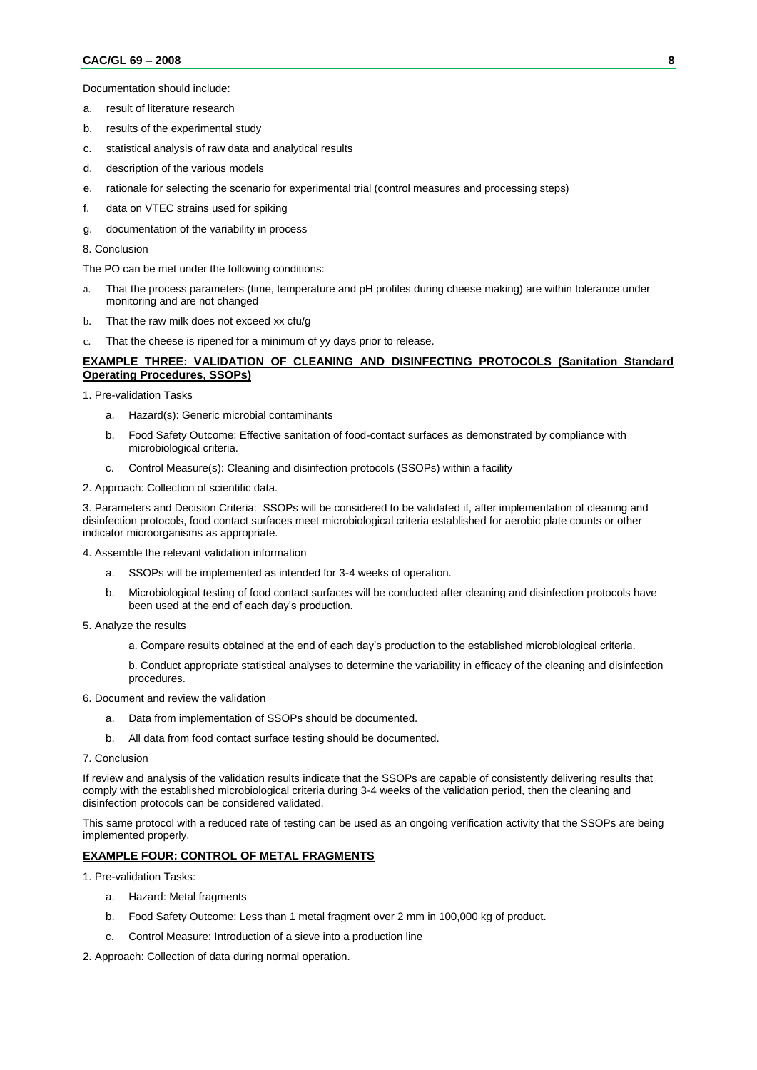Documentation should include:

a. result of literature research
b. results of the experimental study
c. statistical analysis of raw data and analytical results
d. description of the various models
e. rationale for selecting the scenario for experimental trial (control measures and processing steps)
f. data on VTEC strains used for spiking
g. documentation of the variability in process

8. Conclusion

The PO can be met under the following conditions:

a. That the process parameters (time, temperature and pH profiles during cheese making) are within tolerance under monitoring and are not changed
b. That the raw milk does not exceed xx cfu/g
c. That the cheese is ripened for a minimum of yy days prior to release.

**EXAMPLE THREE: VALIDATION OF CLEANING AND DISINFECTING PROTOCOLS (Sanitation Standard Operating Procedures, SSOPs)**

1. Pre-validation Tasks

   a. Hazard(s): Generic microbial contaminants
   b. Food Safety Outcome: Effective sanitation of food-contact surfaces as demonstrated by compliance with microbiological criteria.
   c. Control Measure(s): Cleaning and disinfection protocols (SSOPs) within a facility

2. Approach: Collection of scientific data.

3. Parameters and Decision Criteria: SSOPs will be considered to be validated if, after implementation of cleaning and disinfection protocols, food contact surfaces meet microbiological criteria established for aerobic plate counts or other indicator microorganisms as appropriate.

4. Assemble the relevant validation information

   a. SSOPs will be implemented as intended for 3-4 weeks of operation.
   b. Microbiological testing of food contact surfaces will be conducted after cleaning and disinfection protocols have been used at the end of each day's production.

5. Analyze the results

   a. Compare results obtained at the end of each day's production to the established microbiological criteria.

   b. Conduct appropriate statistical analyses to determine the variability in efficacy of the cleaning and disinfection procedures.

6. Document and review the validation

   a. Data from implementation of SSOPs should be documented.
   b. All data from food contact surface testing should be documented.

7. Conclusion

If review and analysis of the validation results indicate that the SSOPs are capable of consistently delivering results that comply with the established microbiological criteria during 3-4 weeks of the validation period, then the cleaning and disinfection protocols can be considered validated.

This same protocol with a reduced rate of testing can be used as an ongoing verification activity that the SSOPs are being implemented properly.

**EXAMPLE FOUR: CONTROL OF METAL FRAGMENTS**

1. Pre-validation Tasks:

   a. Hazard: Metal fragments
   b. Food Safety Outcome: Less than 1 metal fragment over 2 mm in 100,000 kg of product.
   c. Control Measure: Introduction of a sieve into a production line

2. Approach: Collection of data during normal operation.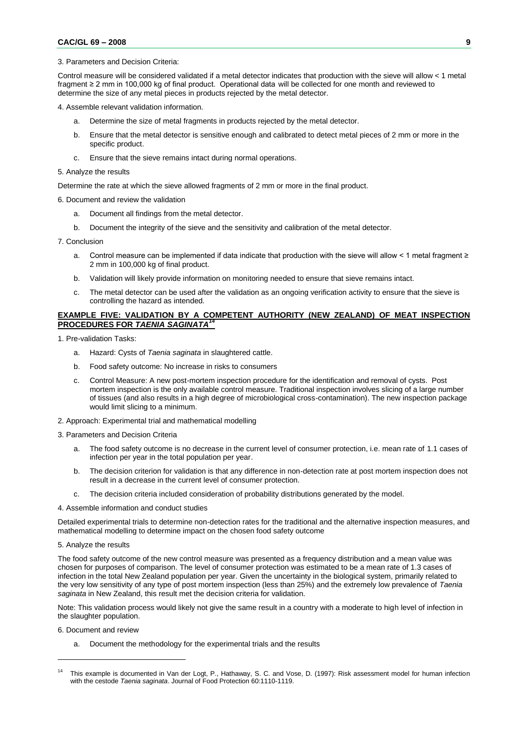3. Parameters and Decision Criteria:

Control measure will be considered validated if a metal detector indicates that production with the sieve will allow < 1 metal fragment ≥ 2 mm in 100,000 kg of final product. Operational data will be collected for one month and reviewed to determine the size of any metal pieces in products rejected by the metal detector.

4. Assemble relevant validation information.

   a. Determine the size of metal fragments in products rejected by the metal detector.

   b. Ensure that the metal detector is sensitive enough and calibrated to detect metal pieces of 2 mm or more in the specific product.

   c. Ensure that the sieve remains intact during normal operations.

5. Analyze the results

Determine the rate at which the sieve allowed fragments of 2 mm or more in the final product.

6. Document and review the validation

   a. Document all findings from the metal detector.

   b. Document the integrity of the sieve and the sensitivity and calibration of the metal detector.

7. Conclusion

   a. Control measure can be implemented if data indicate that production with the sieve will allow < 1 metal fragment ≥ 2 mm in 100,000 kg of final product.

   b. Validation will likely provide information on monitoring needed to ensure that sieve remains intact.

   c. The metal detector can be used after the validation as an ongoing verification activity to ensure that the sieve is controlling the hazard as intended.

## EXAMPLE FIVE: VALIDATION BY A COMPETENT AUTHORITY (NEW ZEALAND) OF MEAT INSPECTION PROCEDURES FOR *TAENIA SAGINATA*[14]

1. Pre-validation Tasks:

   a. Hazard: Cysts of *Taenia saginata* in slaughtered cattle.

   b. Food safety outcome: No increase in risks to consumers

   c. Control Measure: A new post-mortem inspection procedure for the identification and removal of cysts. Post mortem inspection is the only available control measure. Traditional inspection involves slicing of a large number of tissues (and also results in a high degree of microbiological cross-contamination). The new inspection package would limit slicing to a minimum.

2. Approach: Experimental trial and mathematical modelling

3. Parameters and Decision Criteria

   a. The food safety outcome is no decrease in the current level of consumer protection, i.e. mean rate of 1.1 cases of infection per year in the total population per year.

   b. The decision criterion for validation is that any difference in non-detection rate at post mortem inspection does not result in a decrease in the current level of consumer protection.

   c. The decision criteria included consideration of probability distributions generated by the model.

4. Assemble information and conduct studies

Detailed experimental trials to determine non-detection rates for the traditional and the alternative inspection measures, and mathematical modelling to determine impact on the chosen food safety outcome

5. Analyze the results

The food safety outcome of the new control measure was presented as a frequency distribution and a mean value was chosen for purposes of comparison. The level of consumer protection was estimated to be a mean rate of 1.3 cases of infection in the total New Zealand population per year. Given the uncertainty in the biological system, primarily related to the very low sensitivity of any type of post mortem inspection (less than 25%) and the extremely low prevalence of *Taenia saginata* in New Zealand, this result met the decision criteria for validation.

Note: This validation process would likely not give the same result in a country with a moderate to high level of infection in the slaughter population.

6. Document and review

   a. Document the methodology for the experimental trials and the results

---

[14] This example is documented in Van der Logt, P., Hathaway, S. C. and Vose, D. (1997): Risk assessment model for human infection with the cestode *Taenia saginata*. Journal of Food Protection 60:1110-1119.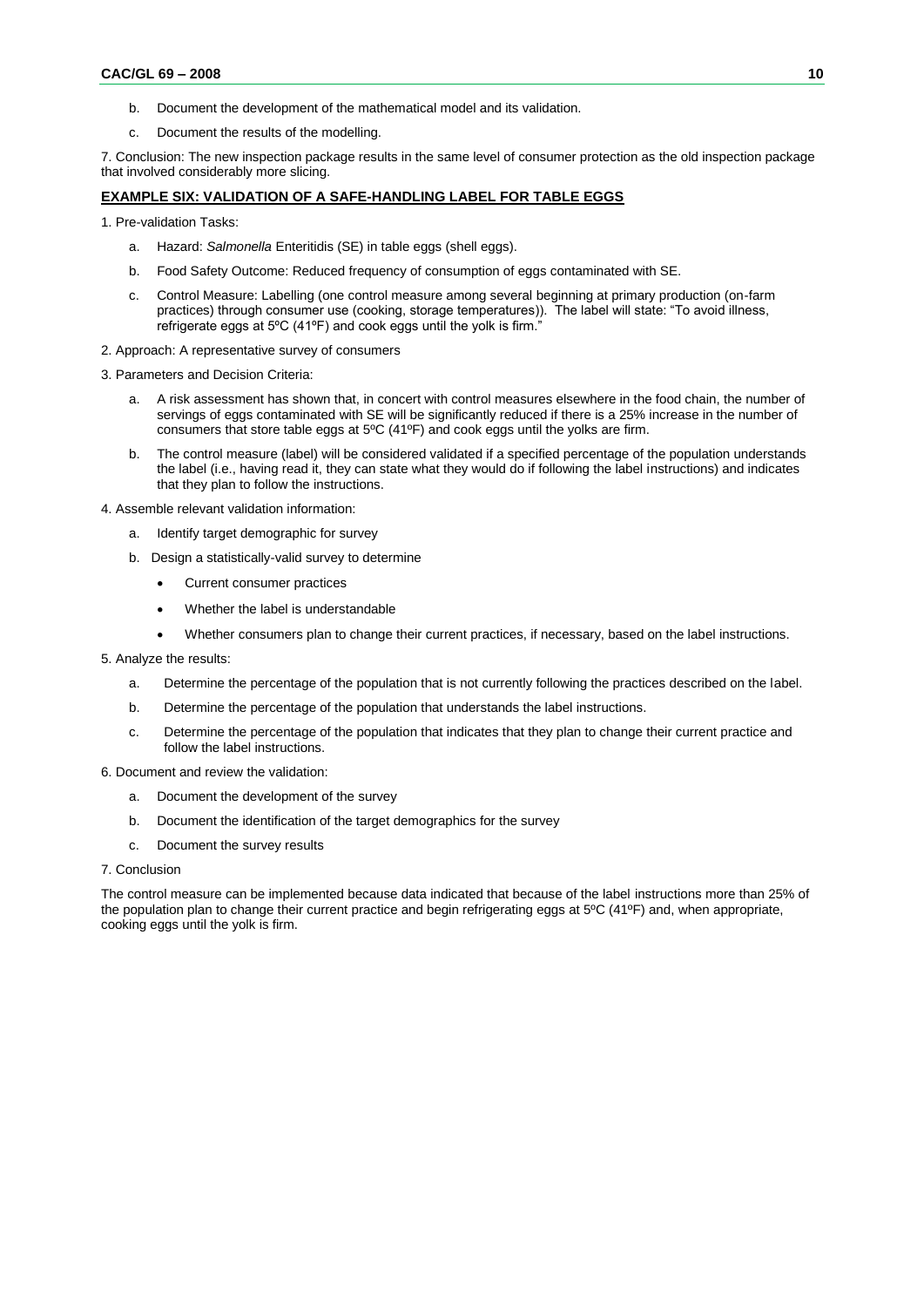b. Document the development of the mathematical model and its validation.

c. Document the results of the modelling.

7. Conclusion: The new inspection package results in the same level of consumer protection as the old inspection package that involved considerably more slicing.

## EXAMPLE SIX: VALIDATION OF A SAFE-HANDLING LABEL FOR TABLE EGGS

1. Pre-validation Tasks:

   a. Hazard: *Salmonella* Enteritidis (SE) in table eggs (shell eggs).

   b. Food Safety Outcome: Reduced frequency of consumption of eggs contaminated with SE.

   c. Control Measure: Labelling (one control measure among several beginning at primary production (on-farm practices) through consumer use (cooking, storage temperatures)). The label will state: "To avoid illness, refrigerate eggs at 5ºC (41ºF) and cook eggs until the yolk is firm."

2. Approach: A representative survey of consumers

3. Parameters and Decision Criteria:

   a. A risk assessment has shown that, in concert with control measures elsewhere in the food chain, the number of servings of eggs contaminated with SE will be significantly reduced if there is a 25% increase in the number of consumers that store table eggs at 5ºC (41ºF) and cook eggs until the yolks are firm.

   b. The control measure (label) will be considered validated if a specified percentage of the population understands the label (i.e., having read it, they can state what they would do if following the label instructions) and indicates that they plan to follow the instructions.

4. Assemble relevant validation information:

   a. Identify target demographic for survey

   b. Design a statistically-valid survey to determine

      - Current consumer practices
      - Whether the label is understandable
      - Whether consumers plan to change their current practices, if necessary, based on the label instructions.

5. Analyze the results:

   a. Determine the percentage of the population that is not currently following the practices described on the label.

   b. Determine the percentage of the population that understands the label instructions.

   c. Determine the percentage of the population that indicates that they plan to change their current practice and follow the label instructions.

6. Document and review the validation:

   a. Document the development of the survey

   b. Document the identification of the target demographics for the survey

   c. Document the survey results

7. Conclusion

The control measure can be implemented because data indicated that because of the label instructions more than 25% of the population plan to change their current practice and begin refrigerating eggs at 5ºC (41ºF) and, when appropriate, cooking eggs until the yolk is firm.